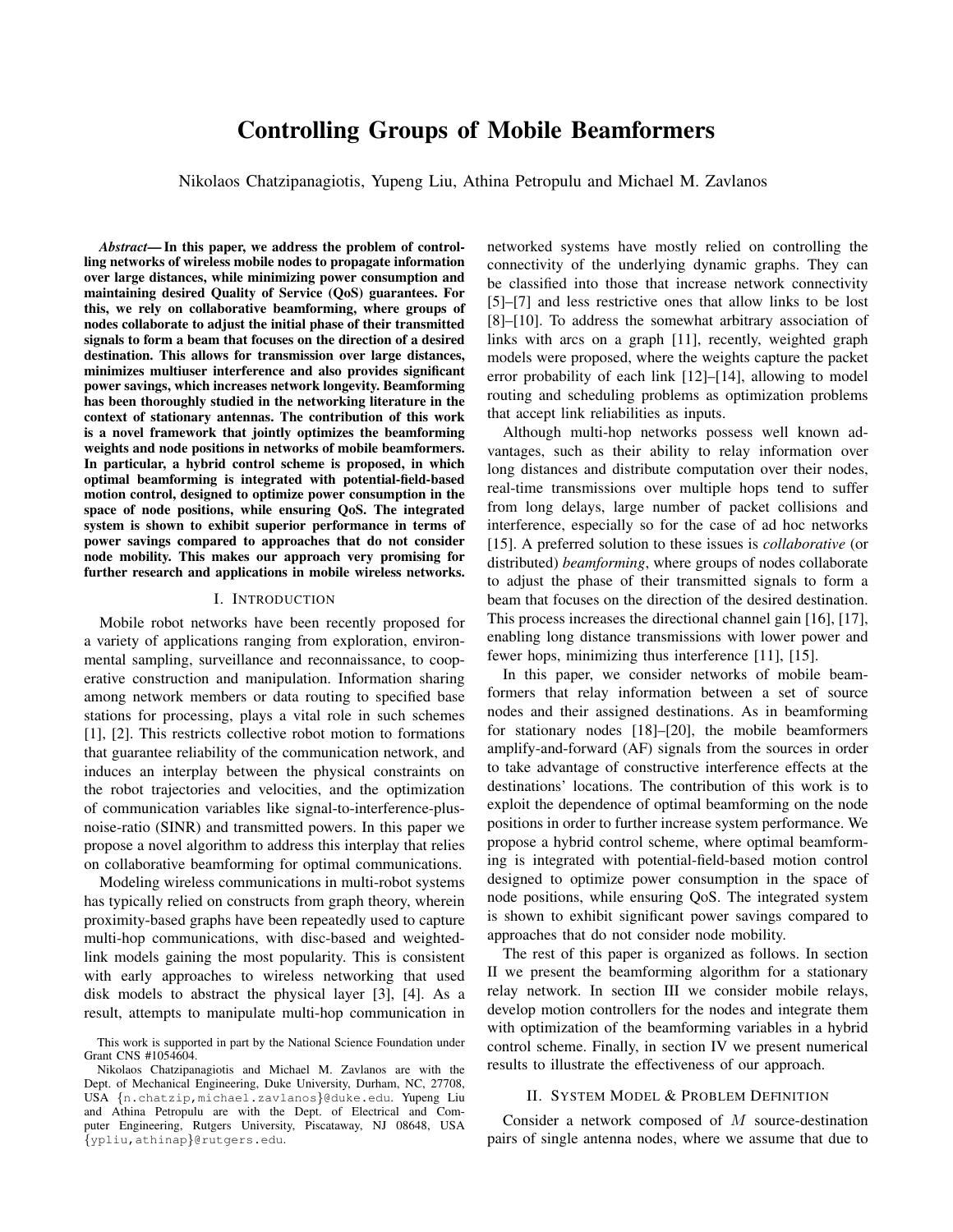# Controlling Groups of Mobile Beamformers

Nikolaos Chatzipanagiotis, Yupeng Liu, Athina Petropulu and Michael M. Zavlanos

***Abstract*— In this paper, we address the problem of controlling networks of wireless mobile nodes to propagate information over large distances, while minimizing power consumption and maintaining desired Quality of Service (QoS) guarantees. For this, we rely on collaborative beamforming, where groups of nodes collaborate to adjust the initial phase of their transmitted signals to form a beam that focuses on the direction of a desired destination. This allows for transmission over large distances, minimizes multiuser interference and also provides significant power savings, which increases network longevity. Beamforming has been thoroughly studied in the networking literature in the context of stationary antennas. The contribution of this work is a novel framework that jointly optimizes the beamforming weights and node positions in networks of mobile beamformers. In particular, a hybrid control scheme is proposed, in which optimal beamforming is integrated with potential-field-based motion control, designed to optimize power consumption in the space of node positions, while ensuring QoS. The integrated system is shown to exhibit superior performance in terms of power savings compared to approaches that do not consider node mobility. This makes our approach very promising for further research and applications in mobile wireless networks.**

## I. Introduction

Mobile robot networks have been recently proposed for a variety of applications ranging from exploration, environmental sampling, surveillance and reconnaissance, to cooperative construction and manipulation. Information sharing among network members or data routing to specified base stations for processing, plays a vital role in such schemes [1], [2]. This restricts collective robot motion to formations that guarantee reliability of the communication network, and induces an interplay between the physical constraints on the robot trajectories and velocities, and the optimization of communication variables like signal-to-interference-plus-noise-ratio (SINR) and transmitted powers. In this paper we propose a novel algorithm to address this interplay that relies on collaborative beamforming for optimal communications.

Modeling wireless communications in multi-robot systems has typically relied on constructs from graph theory, wherein proximity-based graphs have been repeatedly used to capture multi-hop communications, with disc-based and weighted-link models gaining the most popularity. This is consistent with early approaches to wireless networking that used disk models to abstract the physical layer [3], [4]. As a result, attempts to manipulate multi-hop communication in networked systems have mostly relied on controlling the connectivity of the underlying dynamic graphs. They can be classified into those that increase network connectivity [5]–[7] and less restrictive ones that allow links to be lost [8]–[10]. To address the somewhat arbitrary association of links with arcs on a graph [11], recently, weighted graph models were proposed, where the weights capture the packet error probability of each link [12]–[14], allowing to model routing and scheduling problems as optimization problems that accept link reliabilities as inputs.

Although multi-hop networks possess well known advantages, such as their ability to relay information over long distances and distribute computation over their nodes, real-time transmissions over multiple hops tend to suffer from long delays, large number of packet collisions and interference, especially so for the case of ad hoc networks [15]. A preferred solution to these issues is *collaborative* (or distributed) *beamforming*, where groups of nodes collaborate to adjust the phase of their transmitted signals to form a beam that focuses on the direction of the desired destination. This process increases the directional channel gain [16], [17], enabling long distance transmissions with lower power and fewer hops, minimizing thus interference [11], [15].

In this paper, we consider networks of mobile beamformers that relay information between a set of source nodes and their assigned destinations. As in beamforming for stationary nodes [18]–[20], the mobile beamformers amplify-and-forward (AF) signals from the sources in order to take advantage of constructive interference effects at the destinations' locations. The contribution of this work is to exploit the dependence of optimal beamforming on the node positions in order to further increase system performance. We propose a hybrid control scheme, where optimal beamforming is integrated with potential-field-based motion control designed to optimize power consumption in the space of node positions, while ensuring QoS. The integrated system is shown to exhibit significant power savings compared to approaches that do not consider node mobility.

The rest of this paper is organized as follows. In section II we present the beamforming algorithm for a stationary relay network. In section III we consider mobile relays, develop motion controllers for the nodes and integrate them with optimization of the beamforming variables in a hybrid control scheme. Finally, in section IV we present numerical results to illustrate the effectiveness of our approach.

## II. System Model & Problem Definition

Consider a network composed of $M$ source-destination pairs of single antenna nodes, where we assume that due to

This work is supported in part by the National Science Foundation under Grant CNS #1054604.

Nikolaos Chatzipanagiotis and Michael M. Zavlanos are with the Dept. of Mechanical Engineering, Duke University, Durham, NC, 27708, USA {n.chatzip,michael.zavlanos}@duke.edu. Yupeng Liu and Athina Petropulu are with the Dept. of Electrical and Computer Engineering, Rutgers University, Piscataway, NJ 08648, USA {ypliu,athinap}@rutgers.edu.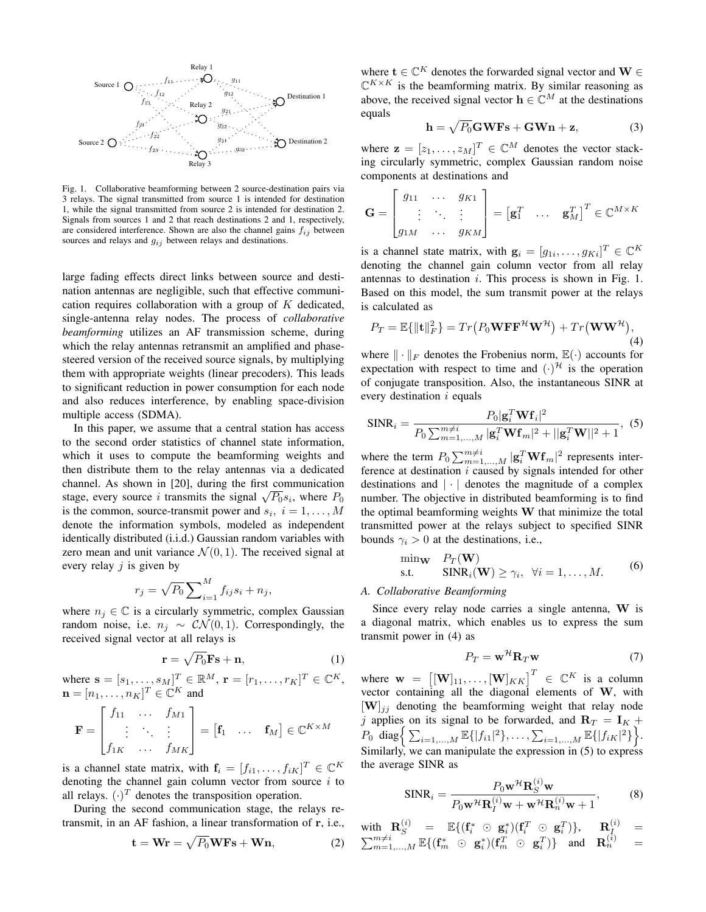Fig. 1. Collaborative beamforming between 2 source-destination pairs via 3 relays. The signal transmitted from source 1 is intended for destination 1, while the signal transmitted from source 2 is intended for destination 2. Signals from sources 1 and 2 that reach destinations 2 and 1, respectively, are considered interference. Shown are also the channel gains $f_{ij}$ between sources and relays and $g_{ij}$ between relays and destinations.

large fading effects direct links between source and destination antennas are negligible, such that effective communication requires collaboration with a group of $K$ dedicated, single-antenna relay nodes. The process of *collaborative beamforming* utilizes an AF transmission scheme, during which the relay antennas retransmit an amplified and phase-steered version of the received source signals, by multiplying them with appropriate weights (linear precoders). This leads to significant reduction in power consumption for each node and also reduces interference, by enabling space-division multiple access (SDMA).

In this paper, we assume that a central station has access to the second order statistics of channel state information, which it uses to compute the beamforming weights and then distribute them to the relay antennas via a dedicated channel. As shown in [20], during the first communication stage, every source $i$ transmits the signal $\sqrt{P_0}s_i$, where $P_0$ is the common, source-transmit power and $s_i,\ i = 1,\dots,M$ denote the information symbols, modeled as independent identically distributed (i.i.d.) Gaussian random variables with zero mean and unit variance $\mathcal{N}(0,1)$. The received signal at every relay $j$ is given by

$$r_j = \sqrt{P_0}\sum\nolimits_{i=1}^{M} f_{ij}s_i + n_j,$$

where $n_j \in \mathbb{C}$ is a circularly symmetric, complex Gaussian random noise, i.e. $n_j \sim \mathcal{CN}(0,1)$. Correspondingly, the received signal vector at all relays is

$$\mathbf{r} = \sqrt{P_0}\mathbf{F}\mathbf{s} + \mathbf{n}, \tag{1}$$

where $\mathbf{s} = [s_1,\dots,s_M]^T \in \mathbb{R}^M$, $\mathbf{r} = [r_1,\dots,r_K]^T \in \mathbb{C}^K$, $\mathbf{n} = [n_1,\dots,n_K]^T \in \mathbb{C}^K$ and

$$\mathbf{F} = \begin{bmatrix} f_{11} & \dots & f_{M1} \\ \vdots & \ddots & \vdots \\ f_{1K} & \dots & f_{MK} \end{bmatrix} = \begin{bmatrix} \mathbf{f}_1 & \dots & \mathbf{f}_M \end{bmatrix} \in \mathbb{C}^{K\times M}$$

is a channel state matrix, with $\mathbf{f}_i = [f_{i1},\dots,f_{iK}]^T \in \mathbb{C}^K$ denoting the channel gain column vector from source $i$ to all relays. $(\cdot)^T$ denotes the transposition operation.

During the second communication stage, the relays retransmit, in an AF fashion, a linear transformation of $\mathbf{r}$, i.e.,

$$\mathbf{t} = \mathbf{W}\mathbf{r} = \sqrt{P_0}\mathbf{W}\mathbf{F}\mathbf{s} + \mathbf{W}\mathbf{n}, \tag{2}$$

where $\mathbf{t} \in \mathbb{C}^K$ denotes the forwarded signal vector and $\mathbf{W} \in \mathbb{C}^{K\times K}$ is the beamforming matrix. By similar reasoning as above, the received signal vector $\mathbf{h} \in \mathbb{C}^M$ at the destinations equals

$$\mathbf{h} = \sqrt{P_0}\mathbf{G}\mathbf{W}\mathbf{F}\mathbf{s} + \mathbf{G}\mathbf{W}\mathbf{n} + \mathbf{z}, \tag{3}$$

where $\mathbf{z} = [z_1,\dots,z_M]^T \in \mathbb{C}^M$ denotes the vector stacking circularly symmetric, complex Gaussian random noise components at destinations and

$$\mathbf{G} = \begin{bmatrix} g_{11} & \dots & g_{K1} \\ \vdots & \ddots & \vdots \\ g_{1M} & \dots & g_{KM} \end{bmatrix} = \begin{bmatrix} \mathbf{g}_1^T & \dots & \mathbf{g}_M^T \end{bmatrix}^T \in \mathbb{C}^{M\times K}$$

is a channel state matrix, with $\mathbf{g}_i = [g_{1i},\dots,g_{Ki}]^T \in \mathbb{C}^K$ denoting the channel gain column vector from all relay antennas to destination $i$. This process is shown in Fig. 1. Based on this model, the sum transmit power at the relays is calculated as

$$P_T = \mathbb{E}\{\|\mathbf{t}\|_F^2\} = Tr\big(P_0\mathbf{W}\mathbf{F}\mathbf{F}^{\mathcal{H}}\mathbf{W}^{\mathcal{H}}\big) + Tr\big(\mathbf{W}\mathbf{W}^{\mathcal{H}}\big), \tag{4}$$

where $\|\cdot\|_F$ denotes the Frobenius norm, $\mathbb{E}(\cdot)$ accounts for expectation with respect to time and $(\cdot)^{\mathcal{H}}$ is the operation of conjugate transposition. Also, the instantaneous SINR at every destination $i$ equals

$$\text{SINR}_i = \frac{P_0|\mathbf{g}_i^T\mathbf{W}\mathbf{f}_i|^2}{P_0\sum_{m=1,\dots,M}^{m\neq i}|\mathbf{g}_i^T\mathbf{W}\mathbf{f}_m|^2 + ||\mathbf{g}_i^T\mathbf{W}||^2 + 1}, \tag{5}$$

where the term $P_0\sum_{m=1,\dots,M}^{m\neq i}|\mathbf{g}_i^T\mathbf{W}\mathbf{f}_m|^2$ represents interference at destination $i$ caused by signals intended for other destinations and $|\cdot|$ denotes the magnitude of a complex number. The objective in distributed beamforming is to find the optimal beamforming weights $\mathbf{W}$ that minimize the total transmitted power at the relays subject to specified SINR bounds $\gamma_i > 0$ at the destinations, i.e.,

$$\begin{aligned} \min\nolimits_{\mathbf{W}} \quad & P_T(\mathbf{W}) \\ \text{s.t.} \quad & \text{SINR}_i(\mathbf{W}) \geq \gamma_i, \ \ \forall i = 1,\dots,M. \end{aligned} \tag{6}$$

### A. Collaborative Beamforming

Since every relay node carries a single antenna, $\mathbf{W}$ is a diagonal matrix, which enables us to express the sum transmit power in (4) as

$$P_T = \mathbf{w}^{\mathcal{H}}\mathbf{R}_T\mathbf{w} \tag{7}$$

where $\mathbf{w} = \big[[\mathbf{W}]_{11},\dots,[\mathbf{W}]_{KK}\big]^T \in \mathbb{C}^K$ is a column vector containing all the diagonal elements of $\mathbf{W}$, with $[\mathbf{W}]_{jj}$ denoting the beamforming weight that relay node $j$ applies on its signal to be forwarded, and $\mathbf{R}_T = \mathbf{I}_K + P_0\ \text{diag}\Big\{\sum_{i=1,\dots,M}\mathbb{E}\{|f_{i1}|^2\},\dots,\sum_{i=1,\dots,M}\mathbb{E}\{|f_{iK}|^2\}\Big\}$. Similarly, we can manipulate the expression in (5) to express the average SINR as

$$\text{SINR}_i = \frac{P_0\mathbf{w}^{\mathcal{H}}\mathbf{R}_S^{(i)}\mathbf{w}}{P_0\mathbf{w}^{\mathcal{H}}\mathbf{R}_I^{(i)}\mathbf{w} + \mathbf{w}^{\mathcal{H}}\mathbf{R}_n^{(i)}\mathbf{w} + 1}, \tag{8}$$

with $\mathbf{R}_S^{(i)} = \mathbb{E}\{(\mathbf{f}_i^* \odot \mathbf{g}_i^*)(\mathbf{f}_i^T \odot \mathbf{g}_i^T)\}$, $\mathbf{R}_I^{(i)} = \sum_{m=1,\dots,M}^{m\neq i}\mathbb{E}\{(\mathbf{f}_m^* \odot \mathbf{g}_i^*)(\mathbf{f}_m^T \odot \mathbf{g}_i^T)\}$ and $\mathbf{R}_n^{(i)} =$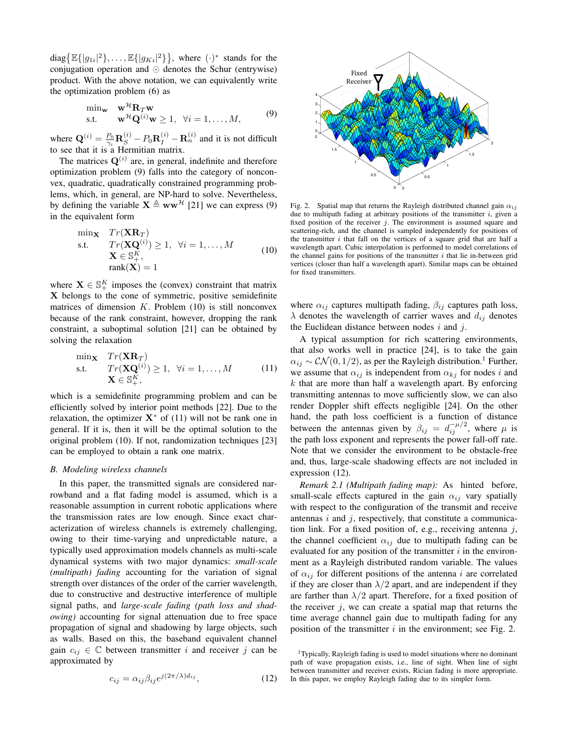$\text{diag}\{\mathbb{E}\{|g_{1i}|^2\}, \ldots, \mathbb{E}\{|g_{Ki}|^2\}\}$, where $(\cdot)^*$ stands for the conjugation operation and $\odot$ denotes the Schur (entrywise) product. With the above notation, we can equivalently write the optimization problem (6) as

$$
\begin{array}{ll}
\min_{\mathbf{w}} & \mathbf{w}^{\mathcal{H}}\mathbf{R}_T\mathbf{w} \\
\text{s.t.} & \mathbf{w}^{\mathcal{H}}\mathbf{Q}^{(i)}\mathbf{w} \geq 1, \;\; \forall i = 1, \ldots, M,
\end{array} \tag{9}
$$

where $\mathbf{Q}^{(i)} = \frac{P_0}{\gamma_i}\mathbf{R}_S^{(i)} - P_0\mathbf{R}_I^{(i)} - \mathbf{R}_n^{(i)}$ and it is not difficult to see that it is a Hermitian matrix.

The matrices $\mathbf{Q}^{(i)}$ are, in general, indefinite and therefore optimization problem (9) falls into the category of nonconvex, quadratic, quadratically constrained programming problems, which, in general, are NP-hard to solve. Nevertheless, by defining the variable $\mathbf{X} \triangleq \mathbf{w}\mathbf{w}^{\mathcal{H}}$ [21] we can express (9) in the equivalent form

$$
\begin{array}{ll}
\min_{\mathbf{X}} & Tr(\mathbf{X}\mathbf{R}_T) \\
\text{s.t.} & Tr(\mathbf{X}\mathbf{Q}^{(i)}) \geq 1, \;\; \forall i = 1, \ldots, M \\
& \mathbf{X} \in \mathbb{S}_+^K, \\
& \text{rank}(\mathbf{X}) = 1
\end{array} \tag{10}
$$

where $\mathbf{X} \in \mathbb{S}_+^K$ imposes the (convex) constraint that matrix $\mathbf{X}$ belongs to the cone of symmetric, positive semidefinite matrices of dimension $K$. Problem (10) is still nonconvex because of the rank constraint, however, dropping the rank constraint, a suboptimal solution [21] can be obtained by solving the relaxation

$$
\begin{array}{ll}
\min_{\mathbf{X}} & Tr(\mathbf{X}\mathbf{R}_T) \\
\text{s.t.} & Tr(\mathbf{X}\mathbf{Q}^{(i)}) \geq 1, \;\; \forall i = 1, \ldots, M \\
& \mathbf{X} \in \mathbb{S}_+^K,
\end{array} \tag{11}
$$

which is a semidefinite programming problem and can be efficiently solved by interior point methods [22]. Due to the relaxation, the optimizer $\mathbf{X}^*$ of (11) will not be rank one in general. If it is, then it will be the optimal solution to the original problem (10). If not, randomization techniques [23] can be employed to obtain a rank one matrix.

### *B. Modeling wireless channels*

In this paper, the transmitted signals are considered narrowband and a flat fading model is assumed, which is a reasonable assumption in current robotic applications where the transmission rates are low enough. Since exact characterization of wireless channels is extremely challenging, owing to their time-varying and unpredictable nature, a typically used approximation models channels as multi-scale dynamical systems with two major dynamics: *small-scale (multipath) fading* accounting for the variation of signal strength over distances of the order of the carrier wavelength, due to constructive and destructive interference of multiple signal paths, and *large-scale fading (path loss and shadowing)* accounting for signal attenuation due to free space propagation of signal and shadowing by large objects, such as walls. Based on this, the baseband equivalent channel gain $c_{ij} \in \mathbb{C}$ between transmitter $i$ and receiver $j$ can be approximated by

$$
c_{ij} = \alpha_{ij}\beta_{ij}e^{j(2\pi/\lambda)d_{ij}}, \tag{12}
$$

Fig. 2. Spatial map that returns the Rayleigh distributed channel gain $\alpha_{ij}$ due to multipath fading at arbitrary positions of the transmitter $i$, given a fixed position of the receiver $j$. The environment is assumed square and scattering-rich, and the channel is sampled independently for positions of the transmitter $i$ that fall on the vertices of a square grid that are half a wavelength apart. Cubic interpolation is performed to model correlations of the channel gains for positions of the transmitter $i$ that lie in-between grid vertices (closer than half a wavelength apart). Similar maps can be obtained for fixed transmitters.

where $\alpha_{ij}$ captures multipath fading, $\beta_{ij}$ captures path loss, $\lambda$ denotes the wavelength of carrier waves and $d_{ij}$ denotes the Euclidean distance between nodes $i$ and $j$.

A typical assumption for rich scattering environments, that also works well in practice [24], is to take the gain $\alpha_{ij} \sim \mathcal{CN}(0, 1/2)$, as per the Rayleigh distribution.[1] Further, we assume that $\alpha_{ij}$ is independent from $\alpha_{kj}$ for nodes $i$ and $k$ that are more than half a wavelength apart. By enforcing transmitting antennas to move sufficiently slow, we can also render Doppler shift effects negligible [24]. On the other hand, the path loss coefficient is a function of distance between the antennas given by $\beta_{ij} = d_{ij}^{-\mu/2}$, where $\mu$ is the path loss exponent and represents the power fall-off rate. Note that we consider the environment to be obstacle-free and, thus, large-scale shadowing effects are not included in expression (12).

*Remark 2.1 (Multipath fading map):* As hinted before, small-scale effects captured in the gain $\alpha_{ij}$ vary spatially with respect to the configuration of the transmit and receive antennas $i$ and $j$, respectively, that constitute a communication link. For a fixed position of, e.g., receiving antenna $j$, the channel coefficient $\alpha_{ij}$ due to multipath fading can be evaluated for any position of the transmitter $i$ in the environment as a Rayleigh distributed random variable. The values of $\alpha_{ij}$ for different positions of the antenna $i$ are correlated if they are closer than $\lambda/2$ apart, and are independent if they are farther than $\lambda/2$ apart. Therefore, for a fixed position of the receiver $j$, we can create a spatial map that returns the time average channel gain due to multipath fading for any position of the transmitter $i$ in the environment; see Fig. 2.

[1] Typically, Rayleigh fading is used to model situations where no dominant path of wave propagation exists, i.e., line of sight. When line of sight between transmitter and receiver exists, Rician fading is more appropriate. In this paper, we employ Rayleigh fading due to its simpler form.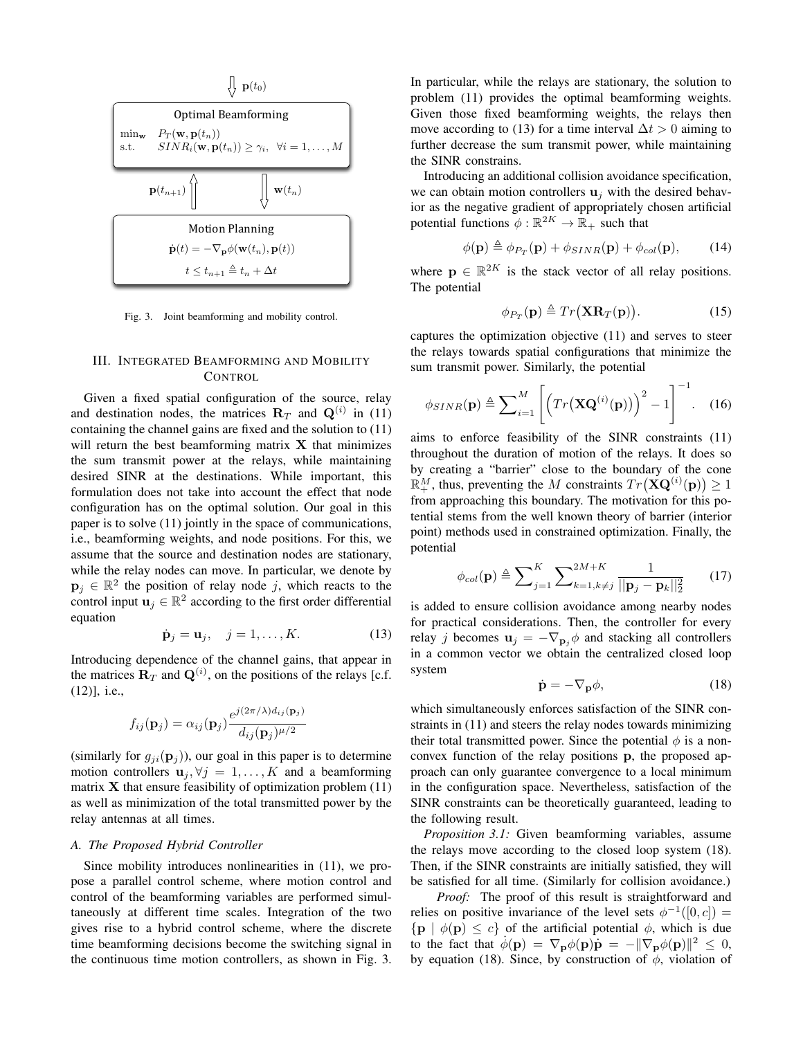$\Downarrow$ $\mathbf{p}(t_0)$

Optimal Beamforming

$\min_{\mathbf{w}}$ $P_T(\mathbf{w}, \mathbf{p}(t_n))$
s.t. $SINR_i(\mathbf{w}, \mathbf{p}(t_n)) \geq \gamma_i, \ \forall i = 1, \ldots, M$

$\mathbf{p}(t_{n+1})$ $\Uparrow$ $\Downarrow$ $\mathbf{w}(t_n)$

Motion Planning

$\dot{\mathbf{p}}(t) = -\nabla_{\mathbf{p}} \phi(\mathbf{w}(t_n), \mathbf{p}(t))$

$t \leq t_{n+1} \triangleq t_n + \Delta t$

Fig. 3. Joint beamforming and mobility control.

## III. Integrated Beamforming and Mobility Control

Given a fixed spatial configuration of the source, relay and destination nodes, the matrices $\mathbf{R}_T$ and $\mathbf{Q}^{(i)}$ in (11) containing the channel gains are fixed and the solution to (11) will return the best beamforming matrix $\mathbf{X}$ that minimizes the sum transmit power at the relays, while maintaining desired SINR at the destinations. While important, this formulation does not take into account the effect that node configuration has on the optimal solution. Our goal in this paper is to solve (11) jointly in the space of communications, i.e., beamforming weights, and node positions. For this, we assume that the source and destination nodes are stationary, while the relay nodes can move. In particular, we denote by $\mathbf{p}_j \in \mathbb{R}^2$ the position of relay node $j$, which reacts to the control input $\mathbf{u}_j \in \mathbb{R}^2$ according to the first order differential equation

$$\dot{\mathbf{p}}_j = \mathbf{u}_j, \quad j = 1, \ldots, K. \tag{13}$$

Introducing dependence of the channel gains, that appear in the matrices $\mathbf{R}_T$ and $\mathbf{Q}^{(i)}$, on the positions of the relays [c.f. (12)], i.e.,

$$f_{ij}(\mathbf{p}_j) = \alpha_{ij}(\mathbf{p}_j) \frac{e^{j(2\pi/\lambda)d_{ij}(\mathbf{p}_j)}}{d_{ij}(\mathbf{p}_j)^{\mu/2}}$$

(similarly for $g_{ji}(\mathbf{p}_j)$), our goal in this paper is to determine motion controllers $\mathbf{u}_j, \forall j = 1, \ldots, K$ and a beamforming matrix $\mathbf{X}$ that ensure feasibility of optimization problem (11) as well as minimization of the total transmitted power by the relay antennas at all times.

### A. The Proposed Hybrid Controller

Since mobility introduces nonlinearities in (11), we propose a parallel control scheme, where motion control and control of the beamforming variables are performed simultaneously at different time scales. Integration of the two gives rise to a hybrid control scheme, where the discrete time beamforming decisions become the switching signal in the continuous time motion controllers, as shown in Fig. 3. In particular, while the relays are stationary, the solution to problem (11) provides the optimal beamforming weights. Given those fixed beamforming weights, the relays then move according to (13) for a time interval $\Delta t > 0$ aiming to further decrease the sum transmit power, while maintaining the SINR constrains.

Introducing an additional collision avoidance specification, we can obtain motion controllers $\mathbf{u}_j$ with the desired behavior as the negative gradient of appropriately chosen artificial potential functions $\phi : \mathbb{R}^{2K} \to \mathbb{R}_+$ such that

$$\phi(\mathbf{p}) \triangleq \phi_{P_T}(\mathbf{p}) + \phi_{SINR}(\mathbf{p}) + \phi_{col}(\mathbf{p}), \tag{14}$$

where $\mathbf{p} \in \mathbb{R}^{2K}$ is the stack vector of all relay positions. The potential

$$\phi_{P_T}(\mathbf{p}) \triangleq Tr\big(\mathbf{X}\mathbf{R}_T(\mathbf{p})\big). \tag{15}$$

captures the optimization objective (11) and serves to steer the relays towards spatial configurations that minimize the sum transmit power. Similarly, the potential

$$\phi_{SINR}(\mathbf{p}) \triangleq \sum_{i=1}^{M} \left[ \Big( Tr\big(\mathbf{X}\mathbf{Q}^{(i)}(\mathbf{p})\big) \Big)^2 - 1 \right]^{-1}. \tag{16}$$

aims to enforce feasibility of the SINR constraints (11) throughout the duration of motion of the relays. It does so by creating a "barrier" close to the boundary of the cone $\mathbb{R}_+^M$, thus, preventing the $M$ constraints $Tr\big(\mathbf{X}\mathbf{Q}^{(i)}(\mathbf{p})\big) \geq 1$ from approaching this boundary. The motivation for this potential stems from the well known theory of barrier (interior point) methods used in constrained optimization. Finally, the potential

$$\phi_{col}(\mathbf{p}) \triangleq \sum_{j=1}^{K} \sum_{k=1, k\neq j}^{2M+K} \frac{1}{||\mathbf{p}_j - \mathbf{p}_k||_2^2} \tag{17}$$

is added to ensure collision avoidance among nearby nodes for practical considerations. Then, the controller for every relay $j$ becomes $\mathbf{u}_j = -\nabla_{\mathbf{p}_j} \phi$ and stacking all controllers in a common vector we obtain the centralized closed loop system

$$\dot{\mathbf{p}} = -\nabla_{\mathbf{p}} \phi, \tag{18}$$

which simultaneously enforces satisfaction of the SINR constraints in (11) and steers the relay nodes towards minimizing their total transmitted power. Since the potential $\phi$ is a nonconvex function of the relay positions $\mathbf{p}$, the proposed approach can only guarantee convergence to a local minimum in the configuration space. Nevertheless, satisfaction of the SINR constraints can be theoretically guaranteed, leading to the following result.

*Proposition 3.1:* Given beamforming variables, assume the relays move according to the closed loop system (18). Then, if the SINR constraints are initially satisfied, they will be satisfied for all time. (Similarly for collision avoidance.)

*Proof:* The proof of this result is straightforward and relies on positive invariance of the level sets $\phi^{-1}([0, c]) = \{\mathbf{p} \mid \phi(\mathbf{p}) \leq c\}$ of the artificial potential $\phi$, which is due to the fact that $\dot{\phi}(\mathbf{p}) = \nabla_{\mathbf{p}} \phi(\mathbf{p}) \dot{\mathbf{p}} = -\|\nabla_{\mathbf{p}} \phi(\mathbf{p})\|^2 \leq 0$, by equation (18). Since, by construction of $\phi$, violation of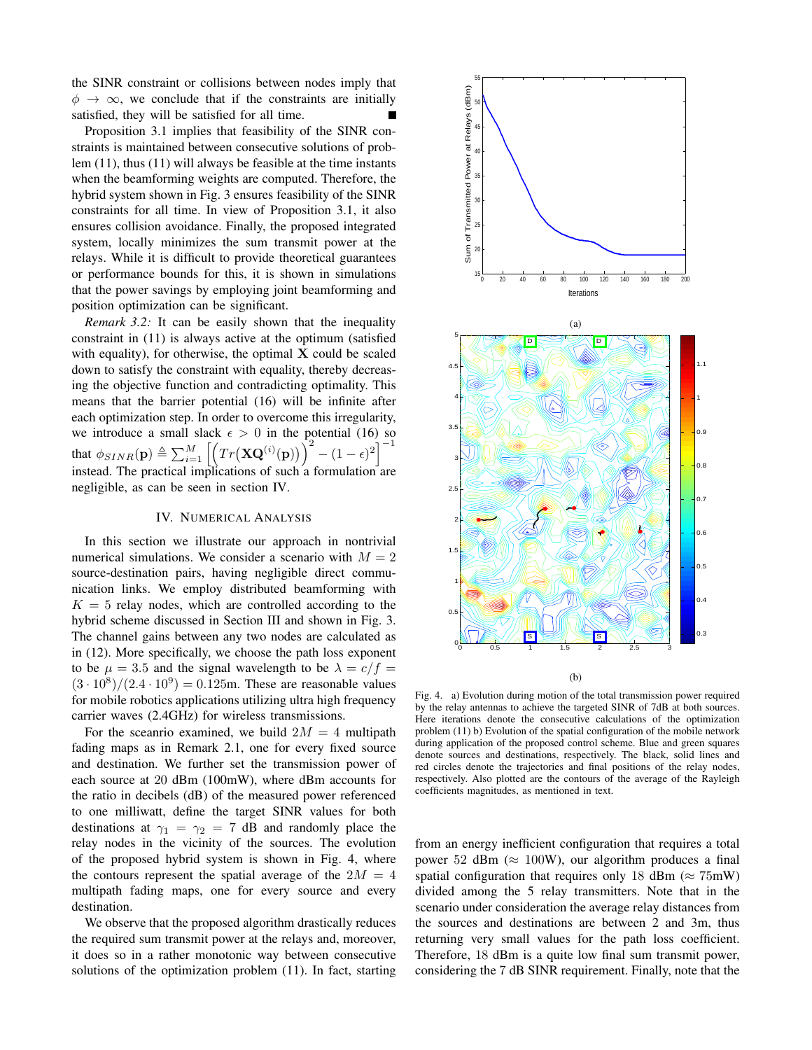the SINR constraint or collisions between nodes imply that $\phi \to \infty$, we conclude that if the constraints are initially satisfied, they will be satisfied for all time. ■

Proposition 3.1 implies that feasibility of the SINR constraints is maintained between consecutive solutions of problem (11), thus (11) will always be feasible at the time instants when the beamforming weights are computed. Therefore, the hybrid system shown in Fig. 3 ensures feasibility of the SINR constraints for all time. In view of Proposition 3.1, it also ensures collision avoidance. Finally, the proposed integrated system, locally minimizes the sum transmit power at the relays. While it is difficult to provide theoretical guarantees or performance bounds for this, it is shown in simulations that the power savings by employing joint beamforming and position optimization can be significant.

*Remark 3.2:* It can be easily shown that the inequality constraint in (11) is always active at the optimum (satisfied with equality), for otherwise, the optimal $\mathbf{X}$ could be scaled down to satisfy the constraint with equality, thereby decreasing the objective function and contradicting optimality. This means that the barrier potential (16) will be infinite after each optimization step. In order to overcome this irregularity, we introduce a small slack $\epsilon > 0$ in the potential (16) so that $\phi_{SINR}(\mathbf{p}) \triangleq \sum_{i=1}^{M} \left[ \left( Tr\left( \mathbf{X}\mathbf{Q}^{(i)}(\mathbf{p}) \right) \right)^2 - (1-\epsilon)^2 \right]^{-1}$ instead. The practical implications of such a formulation are negligible, as can be seen in section IV.

## IV. Numerical Analysis

In this section we illustrate our approach in nontrivial numerical simulations. We consider a scenario with $M = 2$ source-destination pairs, having negligible direct communication links. We employ distributed beamforming with $K = 5$ relay nodes, which are controlled according to the hybrid scheme discussed in Section III and shown in Fig. 3. The channel gains between any two nodes are calculated as in (12). More specifically, we choose the path loss exponent to be $\mu = 3.5$ and the signal wavelength to be $\lambda = c/f = (3 \cdot 10^8)/(2.4 \cdot 10^9) = 0.125$m. These are reasonable values for mobile robotics applications utilizing ultra high frequency carrier waves (2.4GHz) for wireless transmissions.

For the sceanrio examined, we build $2M = 4$ multipath fading maps as in Remark 2.1, one for every fixed source and destination. We further set the transmission power of each source at 20 dBm (100mW), where dBm accounts for the ratio in decibels (dB) of the measured power referenced to one milliwatt, define the target SINR values for both destinations at $\gamma_1 = \gamma_2 = 7$ dB and randomly place the relay nodes in the vicinity of the sources. The evolution of the proposed hybrid system is shown in Fig. 4, where the contours represent the spatial average of the $2M = 4$ multipath fading maps, one for every source and every destination.

We observe that the proposed algorithm drastically reduces the required sum transmit power at the relays and, moreover, it does so in a rather monotonic way between consecutive solutions of the optimization problem (11). In fact, starting from an energy inefficient configuration that requires a total power 52 dBm ($\approx$ 100W), our algorithm produces a final spatial configuration that requires only 18 dBm ($\approx$ 75mW) divided among the 5 relay transmitters. Note that in the scenario under consideration the average relay distances from the sources and destinations are between 2 and 3m, thus returning very small values for the path loss coefficient. Therefore, 18 dBm is a quite low final sum transmit power, considering the 7 dB SINR requirement. Finally, note that the

(a)

(b)

Fig. 4. a) Evolution during motion of the total transmission power required by the relay antennas to achieve the targeted SINR of 7dB at both sources. Here iterations denote the consecutive calculations of the optimization problem (11) b) Evolution of the spatial configuration of the mobile network during application of the proposed control scheme. Blue and green squares denote sources and destinations, respectively. The black, solid lines and red circles denote the trajectories and final positions of the relay nodes, respectively. Also plotted are the contours of the average of the Rayleigh coefficients magnitudes, as mentioned in text.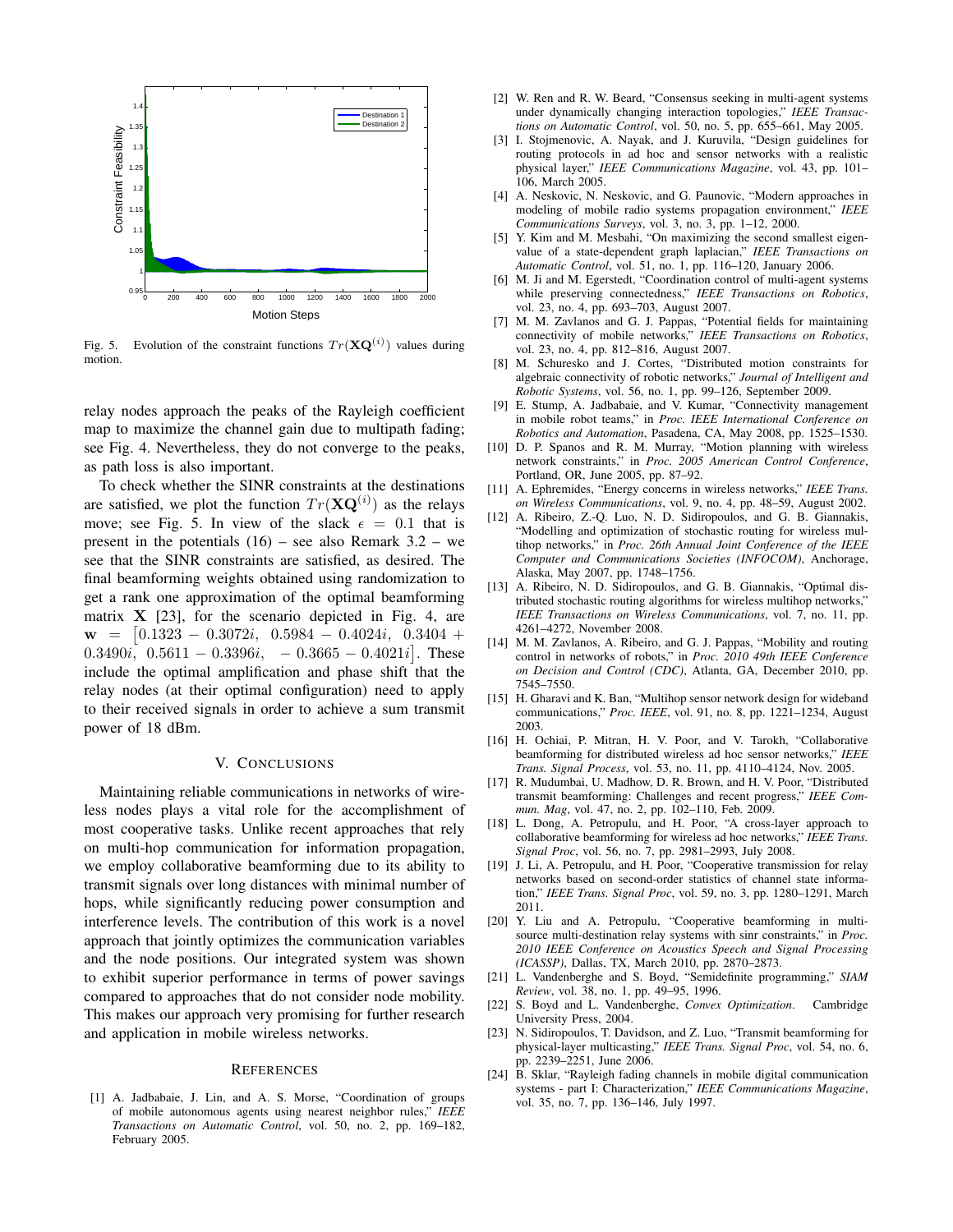Constraint Feasibility

1.4
1.35
1.3
1.25
1.2
1.15
1.1
1.05
1
0.95

0 200 400 600 800 1000 1200 1400 1600 1800 2000

Motion Steps

Destination 1
Destination 2

Fig. 5. Evolution of the constraint functions $Tr(\mathbf{XQ}^{(i)})$ values during motion.

relay nodes approach the peaks of the Rayleigh coefficient map to maximize the channel gain due to multipath fading; see Fig. 4. Nevertheless, they do not converge to the peaks, as path loss is also important.

To check whether the SINR constraints at the destinations are satisfied, we plot the function $Tr(\mathbf{XQ}^{(i)})$ as the relays move; see Fig. 5. In view of the slack $\epsilon = 0.1$ that is present in the potentials (16) – see also Remark 3.2 – we see that the SINR constraints are satisfied, as desired. The final beamforming weights obtained using randomization to get a rank one approximation of the optimal beamforming matrix $\mathbf{X}$ [23], for the scenario depicted in Fig. 4, are $\mathbf{w} = \begin{bmatrix}0.1323 - 0.3072i, & 0.5984 - 0.4024i, & 0.3404 + 0.3490i, & 0.5611 - 0.3396i, & -0.3665 - 0.4021i\end{bmatrix}$. These include the optimal amplification and phase shift that the relay nodes (at their optimal configuration) need to apply to their received signals in order to achieve a sum transmit power of 18 dBm.

## V. Conclusions

Maintaining reliable communications in networks of wireless nodes plays a vital role for the accomplishment of most cooperative tasks. Unlike recent approaches that rely on multi-hop communication for information propagation, we employ collaborative beamforming due to its ability to transmit signals over long distances with minimal number of hops, while significantly reducing power consumption and interference levels. The contribution of this work is a novel approach that jointly optimizes the communication variables and the node positions. Our integrated system was shown to exhibit superior performance in terms of power savings compared to approaches that do not consider node mobility. This makes our approach very promising for further research and application in mobile wireless networks.

## References

[1] A. Jadbabaie, J. Lin, and A. S. Morse, "Coordination of groups of mobile autonomous agents using nearest neighbor rules," *IEEE Transactions on Automatic Control*, vol. 50, no. 2, pp. 169–182, February 2005.

[2] W. Ren and R. W. Beard, "Consensus seeking in multi-agent systems under dynamically changing interaction topologies," *IEEE Transactions on Automatic Control*, vol. 50, no. 5, pp. 655–661, May 2005.

[3] I. Stojmenovic, A. Nayak, and J. Kuruvila, "Design guidelines for routing protocols in ad hoc and sensor networks with a realistic physical layer," *IEEE Communications Magazine*, vol. 43, pp. 101–106, March 2005.

[4] A. Neskovic, N. Neskovic, and G. Paunovic, "Modern approaches in modeling of mobile radio systems propagation environment," *IEEE Communications Surveys*, vol. 3, no. 3, pp. 1–12, 2000.

[5] Y. Kim and M. Mesbahi, "On maximizing the second smallest eigenvalue of a state-dependent graph laplacian," *IEEE Transactions on Automatic Control*, vol. 51, no. 1, pp. 116–120, January 2006.

[6] M. Ji and M. Egerstedt, "Coordination control of multi-agent systems while preserving connectedness," *IEEE Transactions on Robotics*, vol. 23, no. 4, pp. 693–703, August 2007.

[7] M. M. Zavlanos and G. J. Pappas, "Potential fields for maintaining connectivity of mobile networks," *IEEE Transactions on Robotics*, vol. 23, no. 4, pp. 812–816, August 2007.

[8] M. Schuresko and J. Cortes, "Distributed motion constraints for algebraic connectivity of robotic networks," *Journal of Intelligent and Robotic Systems*, vol. 56, no. 1, pp. 99–126, September 2009.

[9] E. Stump, A. Jadbabaie, and V. Kumar, "Connectivity management in mobile robot teams," in *Proc. IEEE International Conference on Robotics and Automation*, Pasadena, CA, May 2008, pp. 1525–1530.

[10] D. P. Spanos and R. M. Murray, "Motion planning with wireless network constraints," in *Proc. 2005 American Control Conference*, Portland, OR, June 2005, pp. 87–92.

[11] A. Ephremides, "Energy concerns in wireless networks," *IEEE Trans. on Wireless Communications*, vol. 9, no. 4, pp. 48–59, August 2002.

[12] A. Ribeiro, Z.-Q. Luo, N. D. Sidiropoulos, and G. B. Giannakis, "Modelling and optimization of stochastic routing for wireless multihop networks," in *Proc. 26th Annual Joint Conference of the IEEE Computer and Communications Societies (INFOCOM)*, Anchorage, Alaska, May 2007, pp. 1748–1756.

[13] A. Ribeiro, N. D. Sidiropoulos, and G. B. Giannakis, "Optimal distributed stochastic routing algorithms for wireless multihop networks," *IEEE Transactions on Wireless Communications*, vol. 7, no. 11, pp. 4261–4272, November 2008.

[14] M. M. Zavlanos, A. Ribeiro, and G. J. Pappas, "Mobility and routing control in networks of robots," in *Proc. 2010 49th IEEE Conference on Decision and Control (CDC)*, Atlanta, GA, December 2010, pp. 7545–7550.

[15] H. Gharavi and K. Ban, "Multihop sensor network design for wideband communications," *Proc. IEEE*, vol. 91, no. 8, pp. 1221–1234, August 2003.

[16] H. Ochiai, P. Mitran, H. V. Poor, and V. Tarokh, "Collaborative beamforming for distributed wireless ad hoc sensor networks," *IEEE Trans. Signal Process*, vol. 53, no. 11, pp. 4110–4124, Nov. 2005.

[17] R. Mudumbai, U. Madhow, D. R. Brown, and H. V. Poor, "Distributed transmit beamforming: Challenges and recent progress," *IEEE Commun. Mag*, vol. 47, no. 2, pp. 102–110, Feb. 2009.

[18] L. Dong, A. Petropulu, and H. Poor, "A cross-layer approach to collaborative beamforming for wireless ad hoc networks," *IEEE Trans. Signal Proc*, vol. 56, no. 7, pp. 2981–2993, July 2008.

[19] J. Li, A. Petropulu, and H. Poor, "Cooperative transmission for relay networks based on second-order statistics of channel state information," *IEEE Trans. Signal Proc*, vol. 59, no. 3, pp. 1280–1291, March 2011.

[20] Y. Liu and A. Petropulu, "Cooperative beamforming in multi-source multi-destination relay systems with sinr constraints," in *Proc. 2010 IEEE Conference on Acoustics Speech and Signal Processing (ICASSP)*, Dallas, TX, March 2010, pp. 2870–2873.

[21] L. Vandenberghe and S. Boyd, "Semidefinite programming," *SIAM Review*, vol. 38, no. 1, pp. 49–95, 1996.

[22] S. Boyd and L. Vandenberghe, *Convex Optimization*. Cambridge University Press, 2004.

[23] N. Sidiropoulos, T. Davidson, and Z. Luo, "Transmit beamforming for physical-layer multicasting," *IEEE Trans. Signal Proc*, vol. 54, no. 6, pp. 2239–2251, June 2006.

[24] B. Sklar, "Rayleigh fading channels in mobile digital communication systems - part I: Characterization," *IEEE Communications Magazine*, vol. 35, no. 7, pp. 136–146, July 1997.